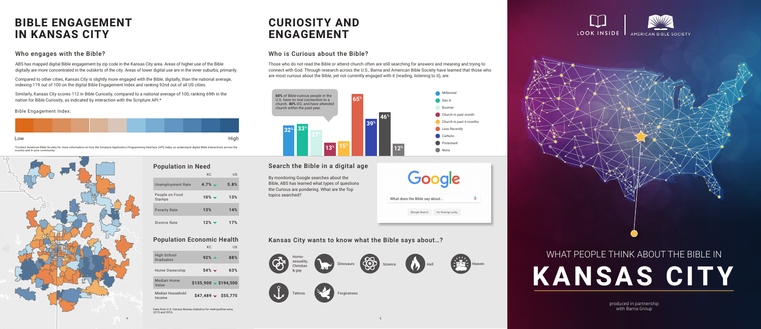# BIBLE ENGAGEMENT IN KANSAS CITY

## Who engages with the Bible?

ABS has mapped digital Bible engagement by zip code in the Kansas City area. Areas of higher use of the Bible digitally are more concentrated in the outskirts of the city. Areas of lower digital use are in the inner suburbs, primarily.

Compared to other cities, Kansas City is slightly more engaged with the Bible, digitally, than the national average, indexing 119 out of 100 on the digital Bible Engagement Index and ranking 92nd out of all US cities.

Similarly, Kansas City scores 112 in Bible Curiosity, compared to a national average of 100, ranking 69th in the nation for Bible Curiosity, as indicated by interaction with the Scripture API.*

Bible Engagement Index:

Low — High

*Contact American Bible Society for more information on how the Scripture Application Programming Interface (API) helps us understand digital Bible interactions across the country and in your community.

### Population in Need

| | KC | US |
|---|---|---|
| Unemployment Rate | 4.7% ▼ | 5.8% |
| People on Food Stamps | 10% ▼ | 13% |
| Poverty Rate | 13% | 14% |
| Divorce Rate | 12% ▼ | 17% |

### Population Economic Health

| | KC | US |
|---|---|---|
| High School Graduates | 92% ▲ | 88% |
| Home Ownership | 54% ▼ | 63% |
| Median Home Value | $135,900 ▼ | $194,500 |
| Median Household Income | $47,489 ▼ | $55,775 |

Data from U.S. Census Bureau statistics for metropolitan area, 2015 and 2016.

# CURIOSITY AND ENGAGEMENT

## Who is Curious about the Bible?

Those who do not read the Bible or attend church often are still searching for answers and meaning and trying to connect with God. Through research across the U.S., Barna and American Bible Society have learned that those who are most curious about the Bible, yet not currently engaged with it (reading, listening to it), are:

**60%** of Bible-curious people in the U.S. have no real connection to a church. **40%** DO, and have attended church within the past year.

| Group | % |
|---|---|
| Millennial | 32% |
| Gen X | 33% |
| Boomer | 27% |
| Church in past month | 13% |
| Church in past 6 months | 15% |
| Less Recently | 65% |
| Catholic | 39% |
| Protestant | 46% |
| None | 12% |

## Search the Bible in a digital age

By monitoring Google searches about the Bible, ABS has learned what types of questions the Curious are pondering. What are the Top topics searched?

Google

What does the Bible say about...

Google Search | I'm Feeling Lucky

## Kansas City wants to know what the Bible says about…?

- Homosexuality, Christian & gay
- Dinosaurs
- Science
- Hell
- Heaven
- Tattoos
- Forgiveness

LOOK INSIDE | AMERICAN BIBLE SOCIETY

WHAT PEOPLE THINK ABOUT THE BIBLE IN

# KANSAS CITY

produced in partnership with Barna Group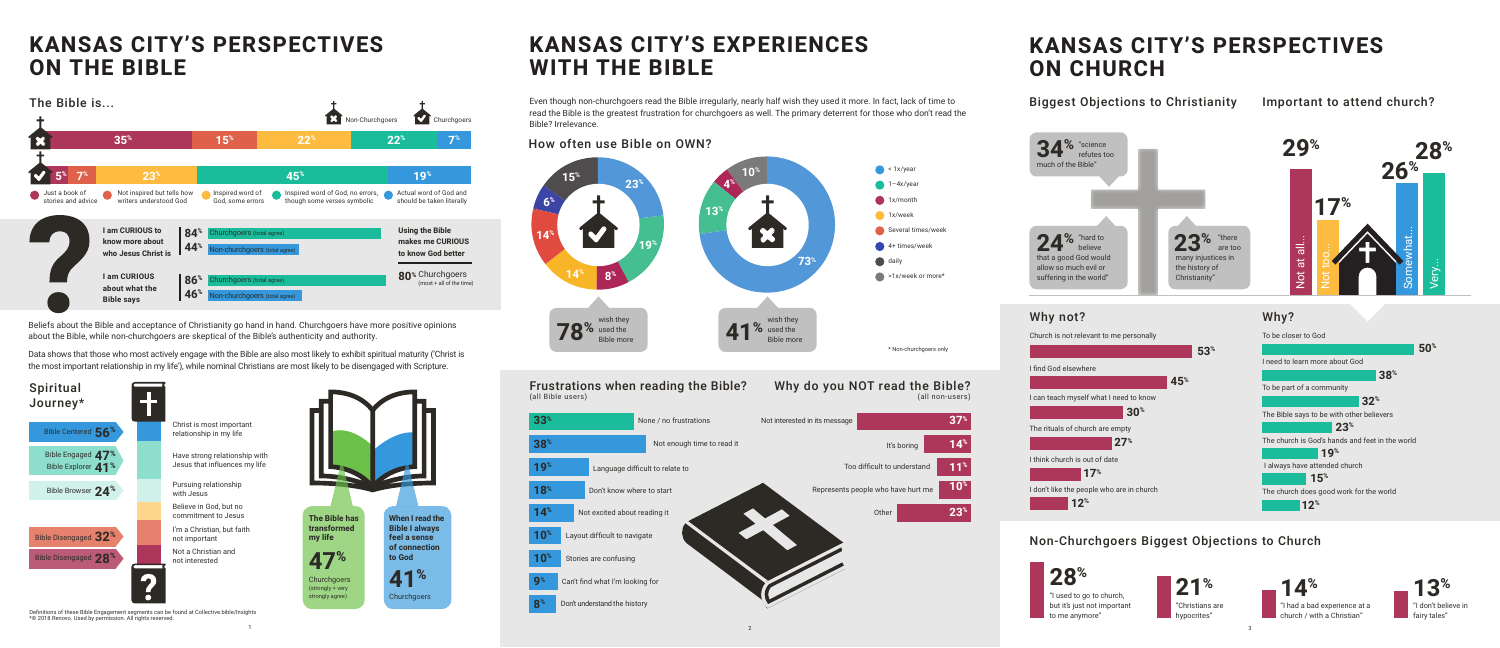# KANSAS CITY'S PERSPECTIVES ON THE BIBLE

## The Bible is...

Non-Churchgoers
Churchgoers

35% 15% 22% 22% 7%

5% 7% 23% 45% 19%

- Just a book of stories and advice
- Not inspired but tells how writers understood God
- Inspired word of God, some errors
- Inspired word of God, no errors, though some verses symbolic
- Actual word of God and should be taken literally

**I am CURIOUS to know more about who Jesus Christ is**
84% Churchgoers (total agree)
44% Non-churchgoers (total agree)

**I am CURIOUS about what the Bible says**
86% Churchgoers (total agree)
46% Non-churchgoers (total agree)

**Using the Bible makes me CURIOUS to know God better**
80% Churchgoers (most + all of the time)

Beliefs about the Bible and acceptance of Christianity go hand in hand. Churchgoers have more positive opinions about the Bible, while non-churchgoers are skeptical of the Bible's authenticity and authority.

Data shows that those who most actively engage with the Bible are also most likely to exhibit spiritual maturity ('Christ is the most important relationship in my life'), while nominal Christians are most likely to be disengaged with Scripture.

## Spiritual Journey*

- Bible Centered 56% — Christ is most important relationship in my life
- Bible Engaged 47% / Bible Explorer 41% — Have strong relationship with Jesus that influences my life
- Bible Browser 24% — Pursuing relationship with Jesus
- Believe in God, but no commitment to Jesus
- Bible Disengaged 32% — I'm a Christian, but faith not important
- Bible Disengaged 28% — Not a Christian and not interested

**The Bible has transformed my life**
47% Churchgoers (strongly + very strongly agree)

**When I read the Bible I always feel a sense of connection to God**
41% Churchgoers

Definitions of these Bible Engagement segments can be found at Collective.bible/insights
*® 2018 Renovo. Used by permission. All rights reserved.

# KANSAS CITY'S EXPERIENCES WITH THE BIBLE

Even though non-churchgoers read the Bible irregularly, nearly half wish they used it more. In fact, lack of time to read the Bible is the greatest frustration for churchgoers as well. The primary deterrent for those who don't read the Bible? Irrelevance.

## How often use Bible on OWN?

Churchgoers: 15% 23% 19% 8% 14% 14% 6%

78% wish they used the Bible more

Non-churchgoers: 10% 4% 13% 73%

41% wish they used the Bible more

- < 1x/year
- 1–4x/year
- 1x/month
- 1x/week
- Several times/week
- 4+ times/week
- daily
- >1x/week or more*

* Non-churchgoers only

## Frustrations when reading the Bible?
(all Bible users)

- 33% None / no frustrations
- 38% Not enough time to read it
- 19% Language difficult to relate to
- 18% Don't know where to start
- 14% Not excited about reading it
- 10% Layout difficult to navigate
- 10% Stories are confusing
- 9% Can't find what I'm looking for
- 8% Don't understand the history

## Why do you NOT read the Bible?
(all non-users)

- Not interested in its message 37%
- It's boring 14%
- Too difficult to understand 11%
- Represents people who have hurt me 10%
- Other 23%

# KANSAS CITY'S PERSPECTIVES ON CHURCH

## Biggest Objections to Christianity

- 34% "science refutes too much of the Bible"
- 24% "hard to believe that a good God would allow so much evil or suffering in the world"
- 23% "there are too many injustices in the history of Christianity"

## Important to attend church?

Not at all... 29%
Not too... 17%
Somewhat... 26%
Very... 28%

## Why not?

- Church is not relevant to me personally 53%
- I find God elsewhere 45%
- I can teach myself what I need to know 30%
- The rituals of church are empty 27%
- I think church is out of date 17%
- I don't like the people who are in church 12%

## Why?

- To be closer to God 50%
- I need to learn more about God 38%
- To be part of a community 32%
- The Bible says to be with other believers 23%
- The church is God's hands and feet in the world 19%
- I always have attended church 15%
- The church does good work for the world 12%

## Non-Churchgoers Biggest Objections to Church

- 28% "I used to go to church, but it's just not important to me anymore"
- 21% "Christians are hypocrites"
- 14% "I had a bad experience at a church / with a Christian"
- 13% "I don't believe in fairy tales"